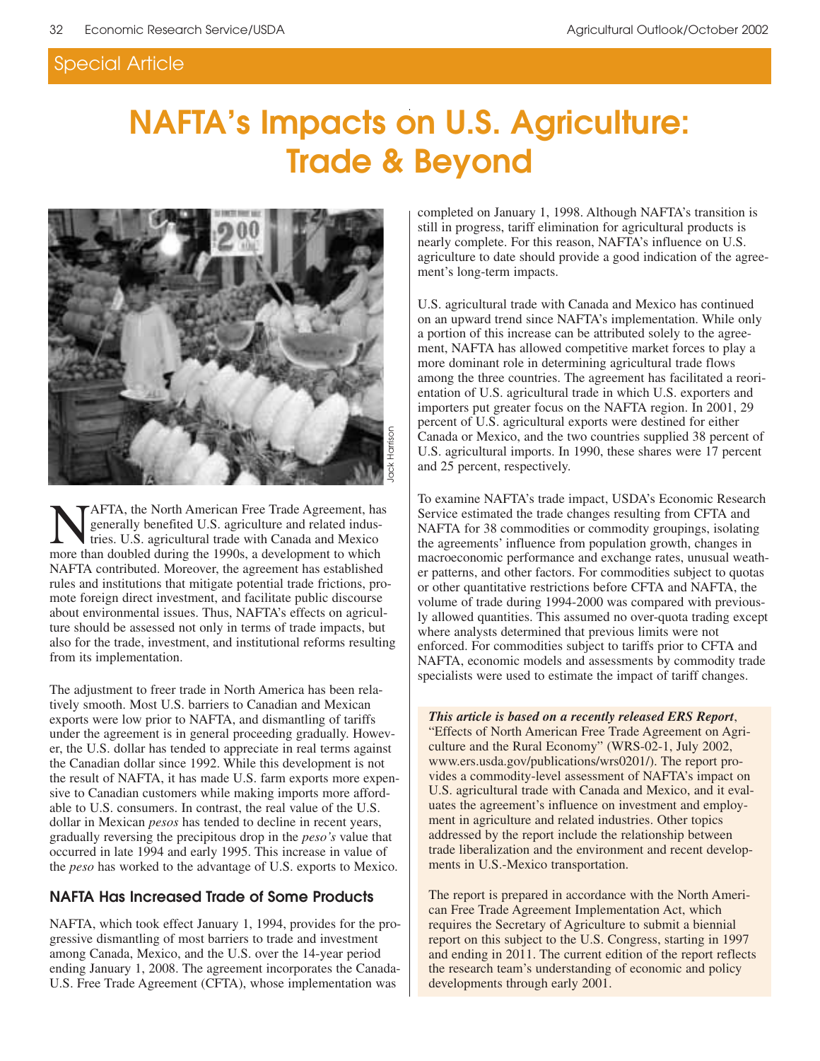Special Article

# NAFTA's Impacts on U.S. Agriculture: Trade & Beyond

Jack Harrison

NAFTA, the North American Free Trade Agreement, has generally benefited U.S. agriculture and related industries. U.S. agricultural trade with Canada and Mexico more than doubled during the 1990s, a development to which NAFTA contributed. Moreover, the agreement has established rules and institutions that mitigate potential trade frictions, promote foreign direct investment, and facilitate public discourse about environmental issues. Thus, NAFTA's effects on agriculture should be assessed not only in terms of trade impacts, but also for the trade, investment, and institutional reforms resulting from its implementation.

The adjustment to freer trade in North America has been relatively smooth. Most U.S. barriers to Canadian and Mexican exports were low prior to NAFTA, and dismantling of tariffs under the agreement is in general proceeding gradually. However, the U.S. dollar has tended to appreciate in real terms against the Canadian dollar since 1992. While this development is not the result of NAFTA, it has made U.S. farm exports more expensive to Canadian customers while making imports more affordable to U.S. consumers. In contrast, the real value of the U.S. dollar in Mexican *pesos* has tended to decline in recent years, gradually reversing the precipitous drop in the *peso's* value that occurred in late 1994 and early 1995. This increase in value of the *peso* has worked to the advantage of U.S. exports to Mexico.

## NAFTA Has Increased Trade of Some Products

NAFTA, which took effect January 1, 1994, provides for the progressive dismantling of most barriers to trade and investment among Canada, Mexico, and the U.S. over the 14-year period ending January 1, 2008. The agreement incorporates the Canada-U.S. Free Trade Agreement (CFTA), whose implementation was completed on January 1, 1998. Although NAFTA's transition is still in progress, tariff elimination for agricultural products is nearly complete. For this reason, NAFTA's influence on U.S. agriculture to date should provide a good indication of the agreement's long-term impacts.

U.S. agricultural trade with Canada and Mexico has continued on an upward trend since NAFTA's implementation. While only a portion of this increase can be attributed solely to the agreement, NAFTA has allowed competitive market forces to play a more dominant role in determining agricultural trade flows among the three countries. The agreement has facilitated a reorientation of U.S. agricultural trade in which U.S. exporters and importers put greater focus on the NAFTA region. In 2001, 29 percent of U.S. agricultural exports were destined for either Canada or Mexico, and the two countries supplied 38 percent of U.S. agricultural imports. In 1990, these shares were 17 percent and 25 percent, respectively.

To examine NAFTA's trade impact, USDA's Economic Research Service estimated the trade changes resulting from CFTA and NAFTA for 38 commodities or commodity groupings, isolating the agreements' influence from population growth, changes in macroeconomic performance and exchange rates, unusual weather patterns, and other factors. For commodities subject to quotas or other quantitative restrictions before CFTA and NAFTA, the volume of trade during 1994-2000 was compared with previously allowed quantities. This assumed no over-quota trading except where analysts determined that previous limits were not enforced. For commodities subject to tariffs prior to CFTA and NAFTA, economic models and assessments by commodity trade specialists were used to estimate the impact of tariff changes.

***This article is based on a recently released ERS Report***, "Effects of North American Free Trade Agreement on Agriculture and the Rural Economy" (WRS-02-1, July 2002, www.ers.usda.gov/publications/wrs0201/). The report provides a commodity-level assessment of NAFTA's impact on U.S. agricultural trade with Canada and Mexico, and it evaluates the agreement's influence on investment and employment in agriculture and related industries. Other topics addressed by the report include the relationship between trade liberalization and the environment and recent developments in U.S.-Mexico transportation.

The report is prepared in accordance with the North American Free Trade Agreement Implementation Act, which requires the Secretary of Agriculture to submit a biennial report on this subject to the U.S. Congress, starting in 1997 and ending in 2011. The current edition of the report reflects the research team's understanding of economic and policy developments through early 2001.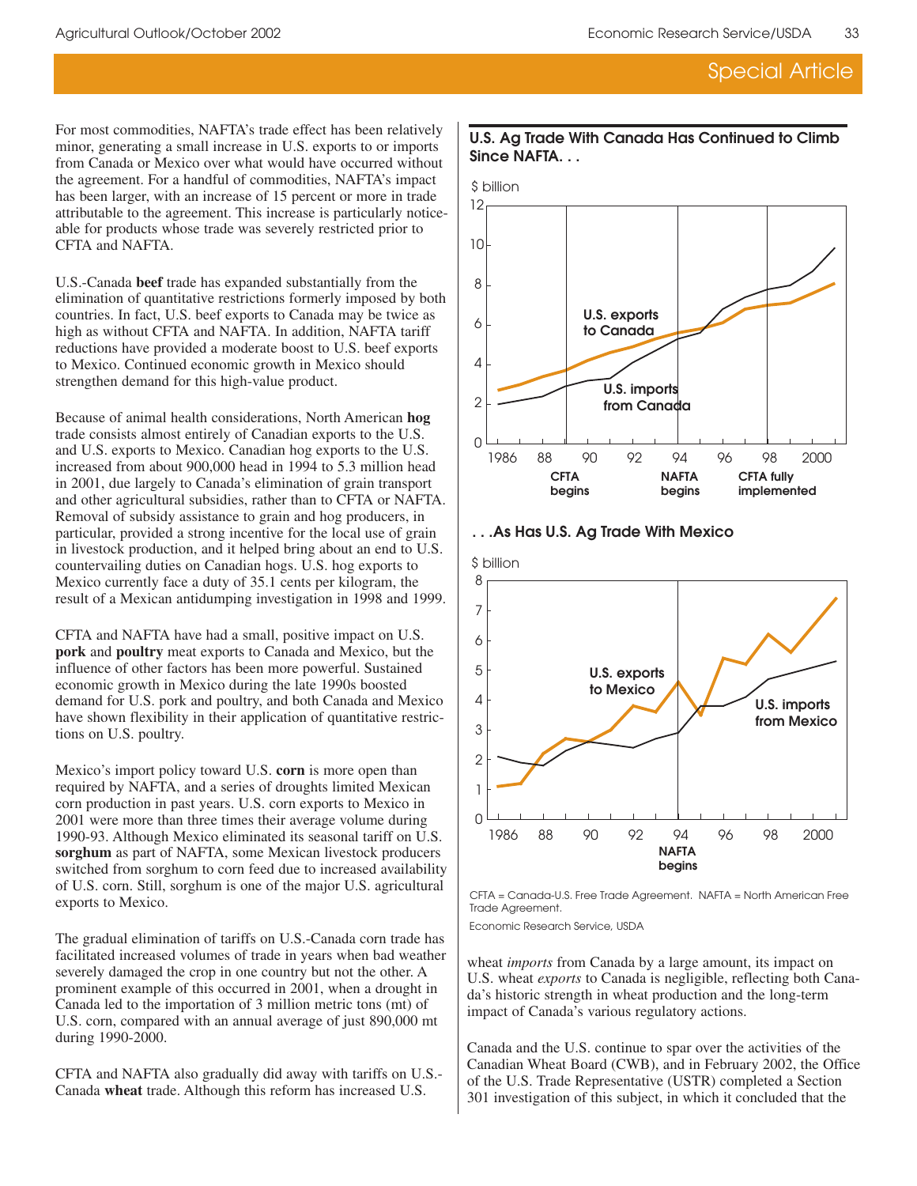For most commodities, NAFTA's trade effect has been relatively minor, generating a small increase in U.S. exports to or imports from Canada or Mexico over what would have occurred without the agreement. For a handful of commodities, NAFTA's impact has been larger, with an increase of 15 percent or more in trade attributable to the agreement. This increase is particularly noticeable for products whose trade was severely restricted prior to CFTA and NAFTA.

U.S.-Canada **beef** trade has expanded substantially from the elimination of quantitative restrictions formerly imposed by both countries. In fact, U.S. beef exports to Canada may be twice as high as without CFTA and NAFTA. In addition, NAFTA tariff reductions have provided a moderate boost to U.S. beef exports to Mexico. Continued economic growth in Mexico should strengthen demand for this high-value product.

Because of animal health considerations, North American **hog** trade consists almost entirely of Canadian exports to the U.S. and U.S. exports to Mexico. Canadian hog exports to the U.S. increased from about 900,000 head in 1994 to 5.3 million head in 2001, due largely to Canada's elimination of grain transport and other agricultural subsidies, rather than to CFTA or NAFTA. Removal of subsidy assistance to grain and hog producers, in particular, provided a strong incentive for the local use of grain in livestock production, and it helped bring about an end to U.S. countervailing duties on Canadian hogs. U.S. hog exports to Mexico currently face a duty of 35.1 cents per kilogram, the result of a Mexican antidumping investigation in 1998 and 1999.

CFTA and NAFTA have had a small, positive impact on U.S. **pork** and **poultry** meat exports to Canada and Mexico, but the influence of other factors has been more powerful. Sustained economic growth in Mexico during the late 1990s boosted demand for U.S. pork and poultry, and both Canada and Mexico have shown flexibility in their application of quantitative restrictions on U.S. poultry.

Mexico's import policy toward U.S. **corn** is more open than required by NAFTA, and a series of droughts limited Mexican corn production in past years. U.S. corn exports to Mexico in 2001 were more than three times their average volume during 1990-93. Although Mexico eliminated its seasonal tariff on U.S. **sorghum** as part of NAFTA, some Mexican livestock producers switched from sorghum to corn feed due to increased availability of U.S. corn. Still, sorghum is one of the major U.S. agricultural exports to Mexico.

The gradual elimination of tariffs on U.S.-Canada corn trade has facilitated increased volumes of trade in years when bad weather severely damaged the crop in one country but not the other. A prominent example of this occurred in 2001, when a drought in Canada led to the importation of 3 million metric tons (mt) of U.S. corn, compared with an annual average of just 890,000 mt during 1990-2000.

CFTA and NAFTA also gradually did away with tariffs on U.S.-Canada **wheat** trade. Although this reform has increased U.S. wheat *imports* from Canada by a large amount, its impact on U.S. wheat *exports* to Canada is negligible, reflecting both Canada's historic strength in wheat production and the long-term impact of Canada's various regulatory actions.

Canada and the U.S. continue to spar over the activities of the Canadian Wheat Board (CWB), and in February 2002, the Office of the U.S. Trade Representative (USTR) completed a Section 301 investigation of this subject, in which it concluded that the

**U.S. Ag Trade With Canada Has Continued to Climb Since NAFTA. . .**

**. . .As Has U.S. Ag Trade With Mexico**

CFTA = Canada-U.S. Free Trade Agreement. NAFTA = North American Free Trade Agreement.

Economic Research Service, USDA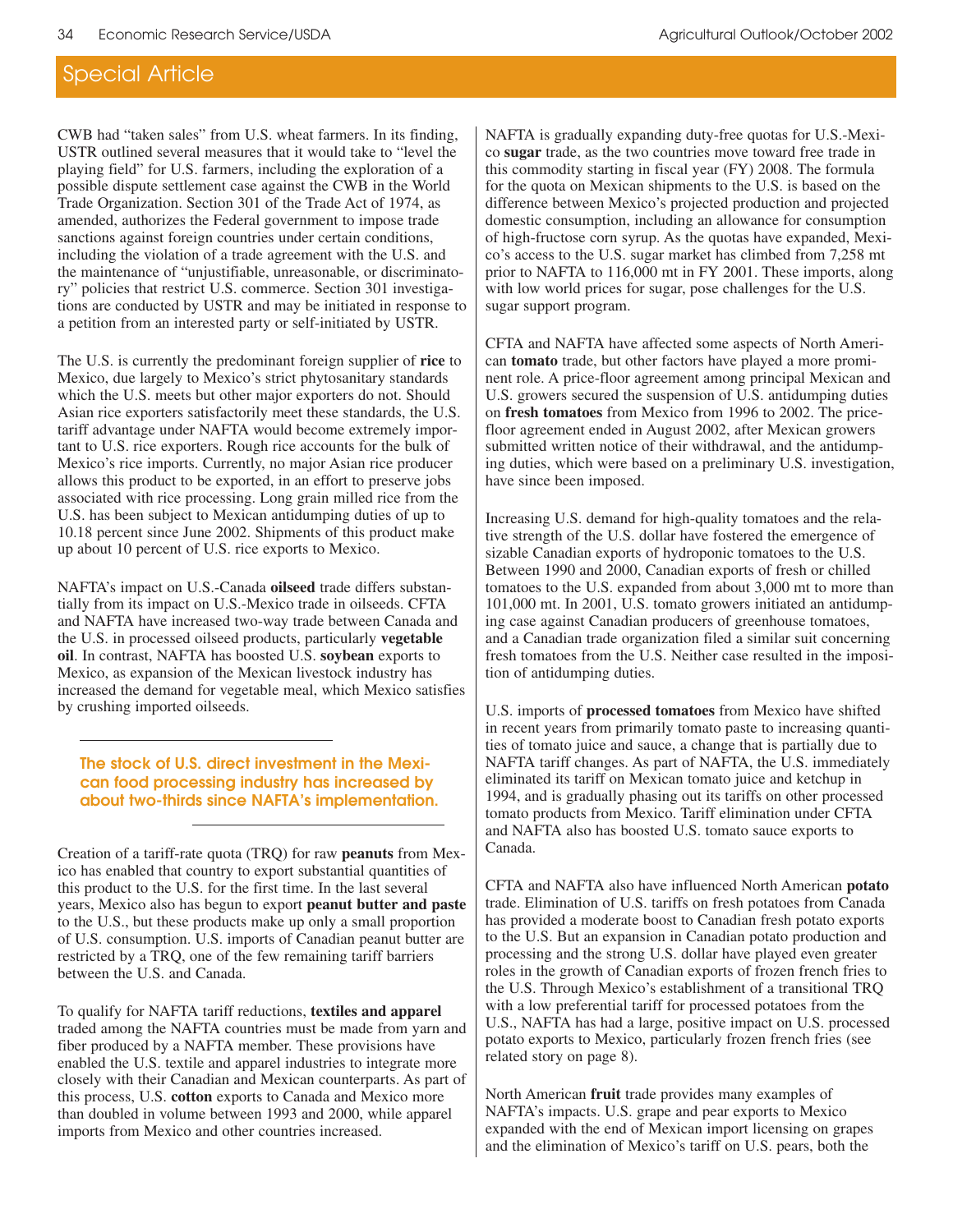## Special Article

CWB had "taken sales" from U.S. wheat farmers. In its finding, USTR outlined several measures that it would take to "level the playing field" for U.S. farmers, including the exploration of a possible dispute settlement case against the CWB in the World Trade Organization. Section 301 of the Trade Act of 1974, as amended, authorizes the Federal government to impose trade sanctions against foreign countries under certain conditions, including the violation of a trade agreement with the U.S. and the maintenance of "unjustifiable, unreasonable, or discriminatory" policies that restrict U.S. commerce. Section 301 investigations are conducted by USTR and may be initiated in response to a petition from an interested party or self-initiated by USTR.

The U.S. is currently the predominant foreign supplier of **rice** to Mexico, due largely to Mexico's strict phytosanitary standards which the U.S. meets but other major exporters do not. Should Asian rice exporters satisfactorily meet these standards, the U.S. tariff advantage under NAFTA would become extremely important to U.S. rice exporters. Rough rice accounts for the bulk of Mexico's rice imports. Currently, no major Asian rice producer allows this product to be exported, in an effort to preserve jobs associated with rice processing. Long grain milled rice from the U.S. has been subject to Mexican antidumping duties of up to 10.18 percent since June 2002. Shipments of this product make up about 10 percent of U.S. rice exports to Mexico.

NAFTA's impact on U.S.-Canada **oilseed** trade differs substantially from its impact on U.S.-Mexico trade in oilseeds. CFTA and NAFTA have increased two-way trade between Canada and the U.S. in processed oilseed products, particularly **vegetable oil**. In contrast, NAFTA has boosted U.S. **soybean** exports to Mexico, as expansion of the Mexican livestock industry has increased the demand for vegetable meal, which Mexico satisfies by crushing imported oilseeds.

**The stock of U.S. direct investment in the Mexican food processing industry has increased by about two-thirds since NAFTA's implementation.**

Creation of a tariff-rate quota (TRQ) for raw **peanuts** from Mexico has enabled that country to export substantial quantities of this product to the U.S. for the first time. In the last several years, Mexico also has begun to export **peanut butter and paste** to the U.S., but these products make up only a small proportion of U.S. consumption. U.S. imports of Canadian peanut butter are restricted by a TRQ, one of the few remaining tariff barriers between the U.S. and Canada.

To qualify for NAFTA tariff reductions, **textiles and apparel** traded among the NAFTA countries must be made from yarn and fiber produced by a NAFTA member. These provisions have enabled the U.S. textile and apparel industries to integrate more closely with their Canadian and Mexican counterparts. As part of this process, U.S. **cotton** exports to Canada and Mexico more than doubled in volume between 1993 and 2000, while apparel imports from Mexico and other countries increased.

NAFTA is gradually expanding duty-free quotas for U.S.-Mexico **sugar** trade, as the two countries move toward free trade in this commodity starting in fiscal year (FY) 2008. The formula for the quota on Mexican shipments to the U.S. is based on the difference between Mexico's projected production and projected domestic consumption, including an allowance for consumption of high-fructose corn syrup. As the quotas have expanded, Mexico's access to the U.S. sugar market has climbed from 7,258 mt prior to NAFTA to 116,000 mt in FY 2001. These imports, along with low world prices for sugar, pose challenges for the U.S. sugar support program.

CFTA and NAFTA have affected some aspects of North American **tomato** trade, but other factors have played a more prominent role. A price-floor agreement among principal Mexican and U.S. growers secured the suspension of U.S. antidumping duties on **fresh tomatoes** from Mexico from 1996 to 2002. The price-floor agreement ended in August 2002, after Mexican growers submitted written notice of their withdrawal, and the antidumping duties, which were based on a preliminary U.S. investigation, have since been imposed.

Increasing U.S. demand for high-quality tomatoes and the relative strength of the U.S. dollar have fostered the emergence of sizable Canadian exports of hydroponic tomatoes to the U.S. Between 1990 and 2000, Canadian exports of fresh or chilled tomatoes to the U.S. expanded from about 3,000 mt to more than 101,000 mt. In 2001, U.S. tomato growers initiated an antidumping case against Canadian producers of greenhouse tomatoes, and a Canadian trade organization filed a similar suit concerning fresh tomatoes from the U.S. Neither case resulted in the imposition of antidumping duties.

U.S. imports of **processed tomatoes** from Mexico have shifted in recent years from primarily tomato paste to increasing quantities of tomato juice and sauce, a change that is partially due to NAFTA tariff changes. As part of NAFTA, the U.S. immediately eliminated its tariff on Mexican tomato juice and ketchup in 1994, and is gradually phasing out its tariffs on other processed tomato products from Mexico. Tariff elimination under CFTA and NAFTA also has boosted U.S. tomato sauce exports to Canada.

CFTA and NAFTA also have influenced North American **potato** trade. Elimination of U.S. tariffs on fresh potatoes from Canada has provided a moderate boost to Canadian fresh potato exports to the U.S. But an expansion in Canadian potato production and processing and the strong U.S. dollar have played even greater roles in the growth of Canadian exports of frozen french fries to the U.S. Through Mexico's establishment of a transitional TRQ with a low preferential tariff for processed potatoes from the U.S., NAFTA has had a large, positive impact on U.S. processed potato exports to Mexico, particularly frozen french fries (see related story on page 8).

North American **fruit** trade provides many examples of NAFTA's impacts. U.S. grape and pear exports to Mexico expanded with the end of Mexican import licensing on grapes and the elimination of Mexico's tariff on U.S. pears, both the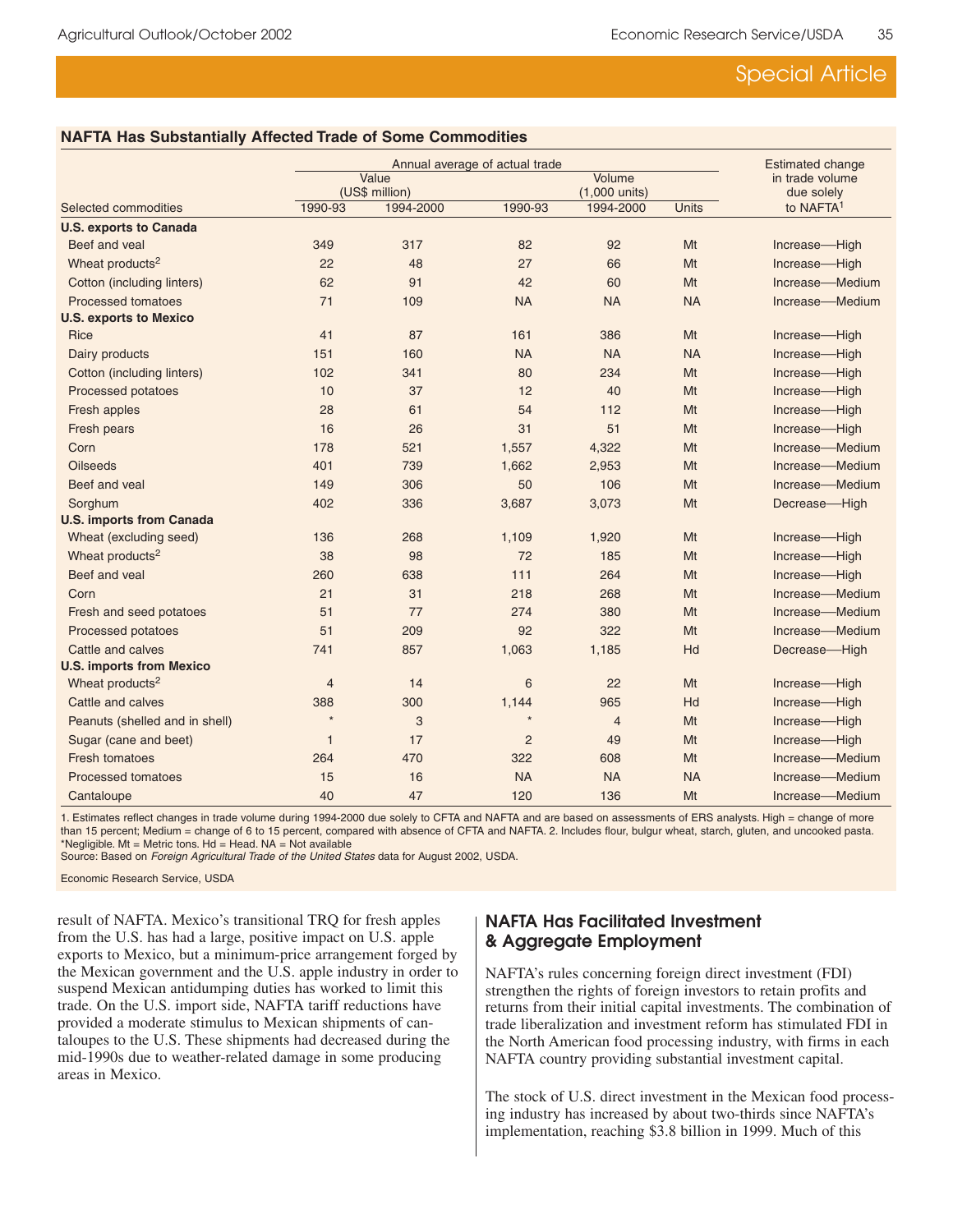### NAFTA Has Substantially Affected Trade of Some Commodities

| Selected commodities | Annual average of actual trade | | | | | Estimated change in trade volume due solely to NAFTA[1] |
|---|---|---|---|---|---|---|
| | Value (US$ million) | | Volume (1,000 units) | | | |
| | 1990-93 | 1994-2000 | 1990-93 | 1994-2000 | Units | |
| **U.S. exports to Canada** | | | | | | |
| Beef and veal | 349 | 317 | 82 | 92 | Mt | Increase—High |
| Wheat products[2] | 22 | 48 | 27 | 66 | Mt | Increase—High |
| Cotton (including linters) | 62 | 91 | 42 | 60 | Mt | Increase—Medium |
| Processed tomatoes | 71 | 109 | NA | NA | NA | Increase—Medium |
| **U.S. exports to Mexico** | | | | | | |
| Rice | 41 | 87 | 161 | 386 | Mt | Increase—High |
| Dairy products | 151 | 160 | NA | NA | NA | Increase—High |
| Cotton (including linters) | 102 | 341 | 80 | 234 | Mt | Increase—High |
| Processed potatoes | 10 | 37 | 12 | 40 | Mt | Increase—High |
| Fresh apples | 28 | 61 | 54 | 112 | Mt | Increase—High |
| Fresh pears | 16 | 26 | 31 | 51 | Mt | Increase—High |
| Corn | 178 | 521 | 1,557 | 4,322 | Mt | Increase—Medium |
| Oilseeds | 401 | 739 | 1,662 | 2,953 | Mt | Increase—Medium |
| Beef and veal | 149 | 306 | 50 | 106 | Mt | Increase—Medium |
| Sorghum | 402 | 336 | 3,687 | 3,073 | Mt | Decrease—High |
| **U.S. imports from Canada** | | | | | | |
| Wheat (excluding seed) | 136 | 268 | 1,109 | 1,920 | Mt | Increase—High |
| Wheat products[2] | 38 | 98 | 72 | 185 | Mt | Increase—High |
| Beef and veal | 260 | 638 | 111 | 264 | Mt | Increase—High |
| Corn | 21 | 31 | 218 | 268 | Mt | Increase—Medium |
| Fresh and seed potatoes | 51 | 77 | 274 | 380 | Mt | Increase—Medium |
| Processed potatoes | 51 | 209 | 92 | 322 | Mt | Increase—Medium |
| Cattle and calves | 741 | 857 | 1,063 | 1,185 | Hd | Decrease—High |
| **U.S. imports from Mexico** | | | | | | |
| Wheat products[2] | 4 | 14 | 6 | 22 | Mt | Increase—High |
| Cattle and calves | 388 | 300 | 1,144 | 965 | Hd | Increase—High |
| Peanuts (shelled and in shell) | * | 3 | * | 4 | Mt | Increase—High |
| Sugar (cane and beet) | 1 | 17 | 2 | 49 | Mt | Increase—High |
| Fresh tomatoes | 264 | 470 | 322 | 608 | Mt | Increase—Medium |
| Processed tomatoes | 15 | 16 | NA | NA | NA | Increase—Medium |
| Cantaloupe | 40 | 47 | 120 | 136 | Mt | Increase—Medium |

1. Estimates reflect changes in trade volume during 1994-2000 due solely to CFTA and NAFTA and are based on assessments of ERS analysts. High = change of more than 15 percent; Medium = change of 6 to 15 percent, compared with absence of CFTA and NAFTA. 2. Includes flour, bulgur wheat, starch, gluten, and uncooked pasta.
*Negligible. Mt = Metric tons. Hd = Head. NA = Not available
Source: Based on *Foreign Agricultural Trade of the United States* data for August 2002, USDA.

Economic Research Service, USDA

result of NAFTA. Mexico's transitional TRQ for fresh apples from the U.S. has had a large, positive impact on U.S. apple exports to Mexico, but a minimum-price arrangement forged by the Mexican government and the U.S. apple industry in order to suspend Mexican antidumping duties has worked to limit this trade. On the U.S. import side, NAFTA tariff reductions have provided a moderate stimulus to Mexican shipments of cantaloupes to the U.S. These shipments had decreased during the mid-1990s due to weather-related damage in some producing areas in Mexico.

## NAFTA Has Facilitated Investment & Aggregate Employment

NAFTA's rules concerning foreign direct investment (FDI) strengthen the rights of foreign investors to retain profits and returns from their initial capital investments. The combination of trade liberalization and investment reform has stimulated FDI in the North American food processing industry, with firms in each NAFTA country providing substantial investment capital.

The stock of U.S. direct investment in the Mexican food processing industry has increased by about two-thirds since NAFTA's implementation, reaching $3.8 billion in 1999. Much of this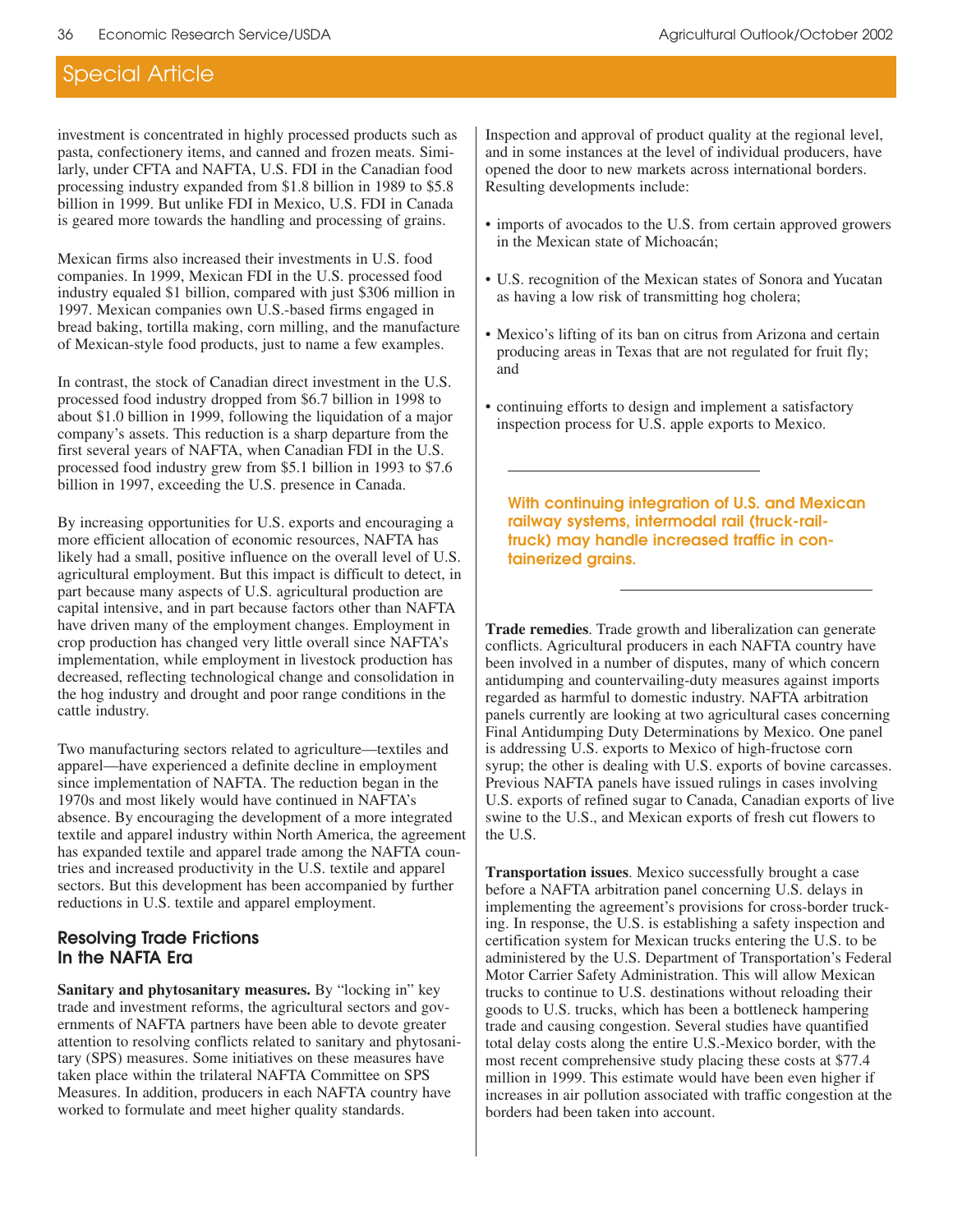investment is concentrated in highly processed products such as pasta, confectionery items, and canned and frozen meats. Similarly, under CFTA and NAFTA, U.S. FDI in the Canadian food processing industry expanded from $1.8 billion in 1989 to $5.8 billion in 1999. But unlike FDI in Mexico, U.S. FDI in Canada is geared more towards the handling and processing of grains.

Mexican firms also increased their investments in U.S. food companies. In 1999, Mexican FDI in the U.S. processed food industry equaled $1 billion, compared with just $306 million in 1997. Mexican companies own U.S.-based firms engaged in bread baking, tortilla making, corn milling, and the manufacture of Mexican-style food products, just to name a few examples.

In contrast, the stock of Canadian direct investment in the U.S. processed food industry dropped from $6.7 billion in 1998 to about $1.0 billion in 1999, following the liquidation of a major company's assets. This reduction is a sharp departure from the first several years of NAFTA, when Canadian FDI in the U.S. processed food industry grew from $5.1 billion in 1993 to $7.6 billion in 1997, exceeding the U.S. presence in Canada.

By increasing opportunities for U.S. exports and encouraging a more efficient allocation of economic resources, NAFTA has likely had a small, positive influence on the overall level of U.S. agricultural employment. But this impact is difficult to detect, in part because many aspects of U.S. agricultural production are capital intensive, and in part because factors other than NAFTA have driven many of the employment changes. Employment in crop production has changed very little overall since NAFTA's implementation, while employment in livestock production has decreased, reflecting technological change and consolidation in the hog industry and drought and poor range conditions in the cattle industry.

Two manufacturing sectors related to agriculture—textiles and apparel—have experienced a definite decline in employment since implementation of NAFTA. The reduction began in the 1970s and most likely would have continued in NAFTA's absence. By encouraging the development of a more integrated textile and apparel industry within North America, the agreement has expanded textile and apparel trade among the NAFTA countries and increased productivity in the U.S. textile and apparel sectors. But this development has been accompanied by further reductions in U.S. textile and apparel employment.

## Resolving Trade Frictions In the NAFTA Era

**Sanitary and phytosanitary measures.** By "locking in" key trade and investment reforms, the agricultural sectors and governments of NAFTA partners have been able to devote greater attention to resolving conflicts related to sanitary and phytosanitary (SPS) measures. Some initiatives on these measures have taken place within the trilateral NAFTA Committee on SPS Measures. In addition, producers in each NAFTA country have worked to formulate and meet higher quality standards. Inspection and approval of product quality at the regional level, and in some instances at the level of individual producers, have opened the door to new markets across international borders. Resulting developments include:

- imports of avocados to the U.S. from certain approved growers in the Mexican state of Michoacán;
- U.S. recognition of the Mexican states of Sonora and Yucatan as having a low risk of transmitting hog cholera;
- Mexico's lifting of its ban on citrus from Arizona and certain producing areas in Texas that are not regulated for fruit fly; and
- continuing efforts to design and implement a satisfactory inspection process for U.S. apple exports to Mexico.

**With continuing integration of U.S. and Mexican railway systems, intermodal rail (truck-rail-truck) may handle increased traffic in containerized grains.**

**Trade remedies**. Trade growth and liberalization can generate conflicts. Agricultural producers in each NAFTA country have been involved in a number of disputes, many of which concern antidumping and countervailing-duty measures against imports regarded as harmful to domestic industry. NAFTA arbitration panels currently are looking at two agricultural cases concerning Final Antidumping Duty Determinations by Mexico. One panel is addressing U.S. exports to Mexico of high-fructose corn syrup; the other is dealing with U.S. exports of bovine carcasses. Previous NAFTA panels have issued rulings in cases involving U.S. exports of refined sugar to Canada, Canadian exports of live swine to the U.S., and Mexican exports of fresh cut flowers to the U.S.

**Transportation issues**. Mexico successfully brought a case before a NAFTA arbitration panel concerning U.S. delays in implementing the agreement's provisions for cross-border trucking. In response, the U.S. is establishing a safety inspection and certification system for Mexican trucks entering the U.S. to be administered by the U.S. Department of Transportation's Federal Motor Carrier Safety Administration. This will allow Mexican trucks to continue to U.S. destinations without reloading their goods to U.S. trucks, which has been a bottleneck hampering trade and causing congestion. Several studies have quantified total delay costs along the entire U.S.-Mexico border, with the most recent comprehensive study placing these costs at $77.4 million in 1999. This estimate would have been even higher if increases in air pollution associated with traffic congestion at the borders had been taken into account.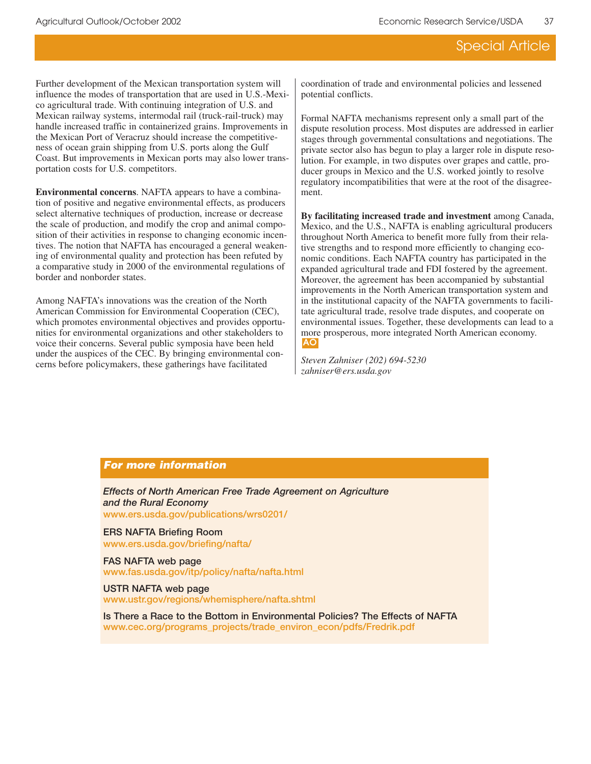Further development of the Mexican transportation system will influence the modes of transportation that are used in U.S.-Mexico agricultural trade. With continuing integration of U.S. and Mexican railway systems, intermodal rail (truck-rail-truck) may handle increased traffic in containerized grains. Improvements in the Mexican Port of Veracruz should increase the competitiveness of ocean grain shipping from U.S. ports along the Gulf Coast. But improvements in Mexican ports may also lower transportation costs for U.S. competitors.

**Environmental concerns**. NAFTA appears to have a combination of positive and negative environmental effects, as producers select alternative techniques of production, increase or decrease the scale of production, and modify the crop and animal composition of their activities in response to changing economic incentives. The notion that NAFTA has encouraged a general weakening of environmental quality and protection has been refuted by a comparative study in 2000 of the environmental regulations of border and nonborder states.

Among NAFTA's innovations was the creation of the North American Commission for Environmental Cooperation (CEC), which promotes environmental objectives and provides opportunities for environmental organizations and other stakeholders to voice their concerns. Several public symposia have been held under the auspices of the CEC. By bringing environmental concerns before policymakers, these gatherings have facilitated coordination of trade and environmental policies and lessened potential conflicts.

Formal NAFTA mechanisms represent only a small part of the dispute resolution process. Most disputes are addressed in earlier stages through governmental consultations and negotiations. The private sector also has begun to play a larger role in dispute resolution. For example, in two disputes over grapes and cattle, producer groups in Mexico and the U.S. worked jointly to resolve regulatory incompatibilities that were at the root of the disagreement.

**By facilitating increased trade and investment** among Canada, Mexico, and the U.S., NAFTA is enabling agricultural producers throughout North America to benefit more fully from their relative strengths and to respond more efficiently to changing economic conditions. Each NAFTA country has participated in the expanded agricultural trade and FDI fostered by the agreement. Moreover, the agreement has been accompanied by substantial improvements in the North American transportation system and in the institutional capacity of the NAFTA governments to facilitate agricultural trade, resolve trade disputes, and cooperate on environmental issues. Together, these developments can lead to a more prosperous, more integrated North American economy. **AO**

*Steven Zahniser (202) 694-5230*
*zahniser@ers.usda.gov*

### *For more information*

*Effects of North American Free Trade Agreement on Agriculture and the Rural Economy*
www.ers.usda.gov/publications/wrs0201/

ERS NAFTA Briefing Room
www.ers.usda.gov/briefing/nafta/

FAS NAFTA web page
www.fas.usda.gov/itp/policy/nafta/nafta.html

USTR NAFTA web page
www.ustr.gov/regions/whemisphere/nafta.shtml

Is There a Race to the Bottom in Environmental Policies? The Effects of NAFTA
www.cec.org/programs_projects/trade_environ_econ/pdfs/Fredrik.pdf